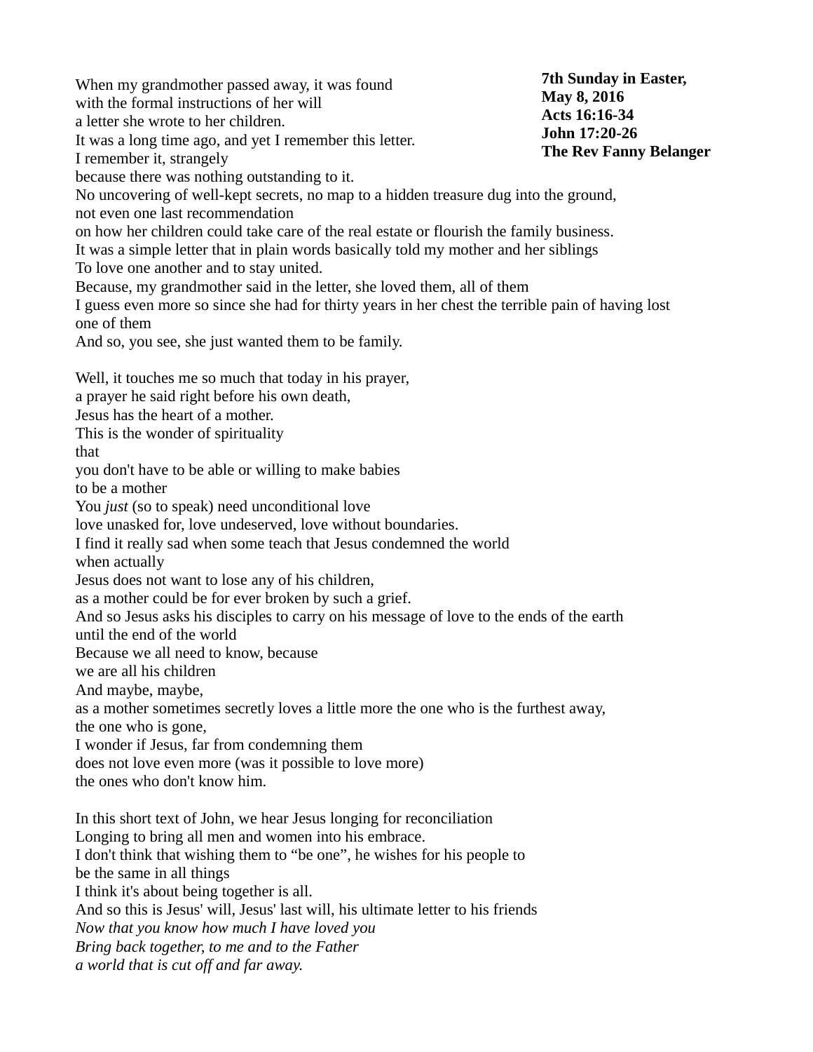**7th Sunday in Easter,**
**May 8, 2016**
**Acts 16:16-34**
**John 17:20-26**
**The Rev Fanny Belanger**

When my grandmother passed away, it was found
with the formal instructions of her will
a letter she wrote to her children.
It was a long time ago, and yet I remember this letter.
I remember it, strangely
because there was nothing outstanding to it.
No uncovering of well-kept secrets, no map to a hidden treasure dug into the ground,
not even one last recommendation
on how her children could take care of the real estate or flourish the family business.
It was a simple letter that in plain words basically told my mother and her siblings
To love one another and to stay united.
Because, my grandmother said in the letter, she loved them, all of them
I guess even more so since she had for thirty years in her chest the terrible pain of having lost one of them
And so, you see, she just wanted them to be family.

Well, it touches me so much that today in his prayer,
a prayer he said right before his own death,
Jesus has the heart of a mother.
This is the wonder of spirituality
that
you don't have to be able or willing to make babies
to be a mother
You *just* (so to speak) need unconditional love
love unasked for, love undeserved, love without boundaries.
I find it really sad when some teach that Jesus condemned the world
when actually
Jesus does not want to lose any of his children,
as a mother could be for ever broken by such a grief.
And so Jesus asks his disciples to carry on his message of love to the ends of the earth
until the end of the world
Because we all need to know, because
we are all his children
And maybe, maybe,
as a mother sometimes secretly loves a little more the one who is the furthest away,
the one who is gone,
I wonder if Jesus, far from condemning them
does not love even more (was it possible to love more)
the ones who don't know him.

In this short text of John, we hear Jesus longing for reconciliation
Longing to bring all men and women into his embrace.
I don't think that wishing them to "be one", he wishes for his people to
be the same in all things
I think it's about being together is all.
And so this is Jesus' will, Jesus' last will, his ultimate letter to his friends
*Now that you know how much I have loved you*
*Bring back together, to me and to the Father*
*a world that is cut off and far away.*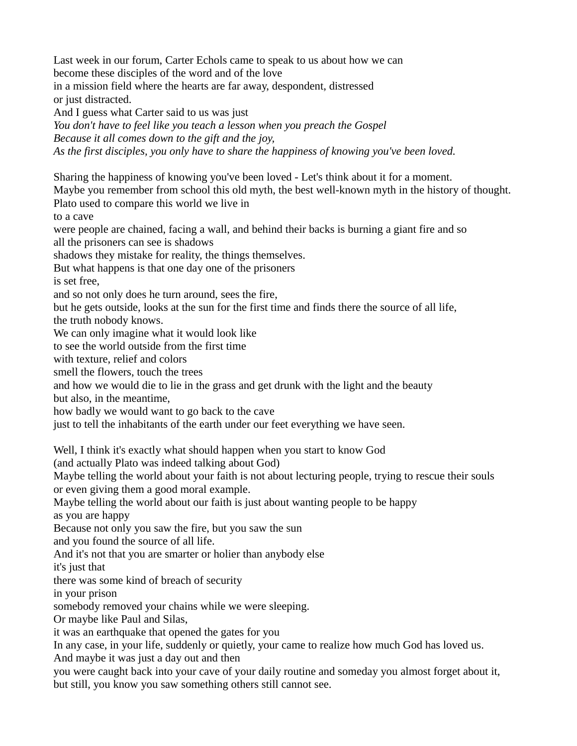Last week in our forum, Carter Echols came to speak to us about how we can
become these disciples of the word and of the love
in a mission field where the hearts are far away, despondent, distressed
or just distracted.
And I guess what Carter said to us was just
*You don't have to feel like you teach a lesson when you preach the Gospel*
*Because it all comes down to the gift and the joy,*
*As the first disciples, you only have to share the happiness of knowing you've been loved.*

Sharing the happiness of knowing you've been loved - Let's think about it for a moment.
Maybe you remember from school this old myth, the best well-known myth in the history of thought.
Plato used to compare this world we live in
to a cave
were people are chained, facing a wall, and behind their backs is burning a giant fire and so
all the prisoners can see is shadows
shadows they mistake for reality, the things themselves.
But what happens is that one day one of the prisoners
is set free,
and so not only does he turn around, sees the fire,
but he gets outside, looks at the sun for the first time and finds there the source of all life,
the truth nobody knows.
We can only imagine what it would look like
to see the world outside from the first time
with texture, relief and colors
smell the flowers, touch the trees
and how we would die to lie in the grass and get drunk with the light and the beauty
but also, in the meantime,
how badly we would want to go back to the cave
just to tell the inhabitants of the earth under our feet everything we have seen.

Well, I think it's exactly what should happen when you start to know God
(and actually Plato was indeed talking about God)
Maybe telling the world about your faith is not about lecturing people, trying to rescue their souls
or even giving them a good moral example.
Maybe telling the world about our faith is just about wanting people to be happy
as you are happy
Because not only you saw the fire, but you saw the sun
and you found the source of all life.
And it's not that you are smarter or holier than anybody else
it's just that
there was some kind of breach of security
in your prison
somebody removed your chains while we were sleeping.
Or maybe like Paul and Silas,
it was an earthquake that opened the gates for you
In any case, in your life, suddenly or quietly, your came to realize how much God has loved us.
And maybe it was just a day out and then
you were caught back into your cave of your daily routine and someday you almost forget about it,
but still, you know you saw something others still cannot see.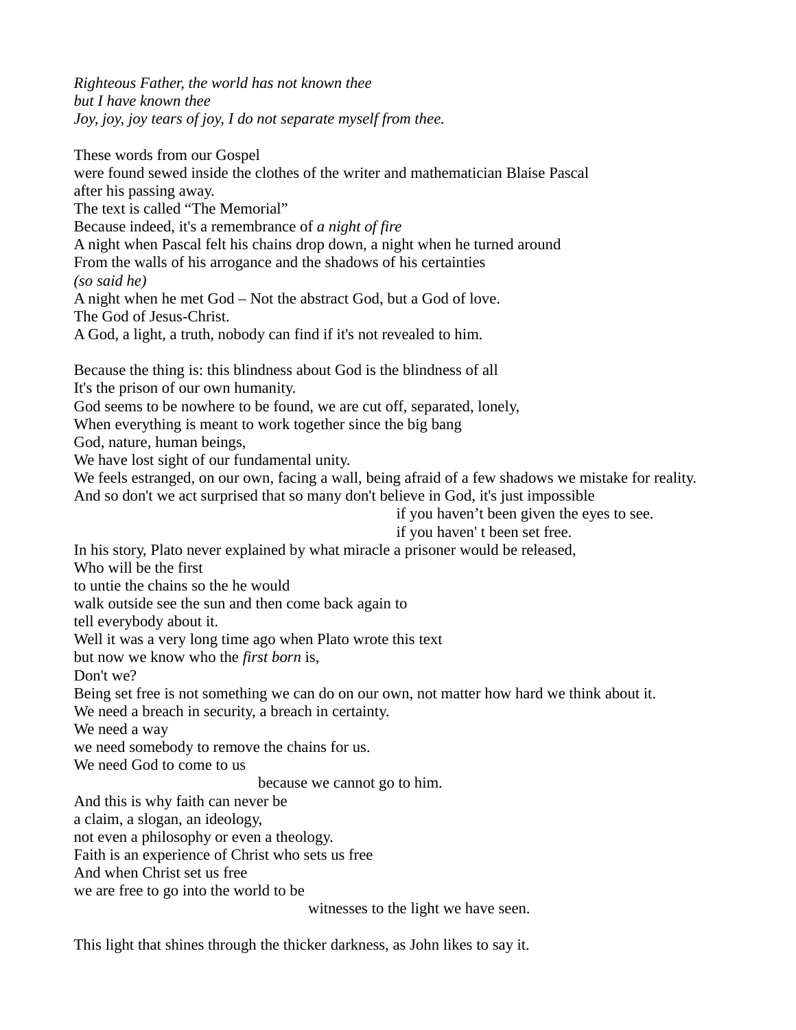*Righteous Father, the world has not known thee*
*but I have known thee*
*Joy, joy, joy tears of joy, I do not separate myself from thee.*

These words from our Gospel
were found sewed inside the clothes of the writer and mathematician Blaise Pascal
after his passing away.
The text is called "The Memorial"
Because indeed, it's a remembrance of *a night of fire*
A night when Pascal felt his chains drop down, a night when he turned around
From the walls of his arrogance and the shadows of his certainties
*(so said he)*
A night when he met God – Not the abstract God, but a God of love.
The God of Jesus-Christ.
A God, a light, a truth, nobody can find if it's not revealed to him.

Because the thing is: this blindness about God is the blindness of all
It's the prison of our own humanity.
God seems to be nowhere to be found, we are cut off, separated, lonely,
When everything is meant to work together since the big bang
God, nature, human beings,
We have lost sight of our fundamental unity.
We feels estranged, on our own, facing a wall, being afraid of a few shadows we mistake for reality.
And so don't we act surprised that so many don't believe in God, it's just impossible
if you haven't been given the eyes to see.
if you haven' t been set free.
In his story, Plato never explained by what miracle a prisoner would be released,
Who will be the first
to untie the chains so the he would
walk outside see the sun and then come back again to
tell everybody about it.
Well it was a very long time ago when Plato wrote this text
but now we know who the *first born* is,
Don't we?
Being set free is not something we can do on our own, not matter how hard we think about it.
We need a breach in security, a breach in certainty.
We need a way
we need somebody to remove the chains for us.
We need God to come to us
because we cannot go to him.
And this is why faith can never be
a claim, a slogan, an ideology,
not even a philosophy or even a theology.
Faith is an experience of Christ who sets us free
And when Christ set us free
we are free to go into the world to be
witnesses to the light we have seen.

This light that shines through the thicker darkness, as John likes to say it.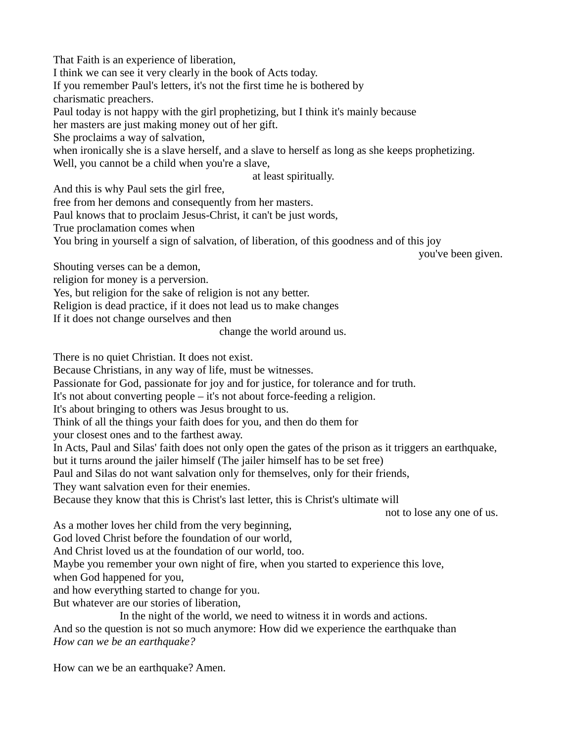That Faith is an experience of liberation,
I think we can see it very clearly in the book of Acts today.
If you remember Paul's letters, it's not the first time he is bothered by
charismatic preachers.
Paul today is not happy with the girl prophetizing, but I think it's mainly because
her masters are just making money out of her gift.
She proclaims a way of salvation,
when ironically she is a slave herself, and a slave to herself as long as she keeps prophetizing.
Well, you cannot be a child when you're a slave,
at least spiritually.
And this is why Paul sets the girl free,
free from her demons and consequently from her masters.
Paul knows that to proclaim Jesus-Christ, it can't be just words,
True proclamation comes when
You bring in yourself a sign of salvation, of liberation, of this goodness and of this joy
you've been given.
Shouting verses can be a demon,
religion for money is a perversion.
Yes, but religion for the sake of religion is not any better.
Religion is dead practice, if it does not lead us to make changes
If it does not change ourselves and then
change the world around us.

There is no quiet Christian. It does not exist.
Because Christians, in any way of life, must be witnesses.
Passionate for God, passionate for joy and for justice, for tolerance and for truth.
It's not about converting people – it's not about force-feeding a religion.
It's about bringing to others was Jesus brought to us.
Think of all the things your faith does for you, and then do them for
your closest ones and to the farthest away.
In Acts, Paul and Silas' faith does not only open the gates of the prison as it triggers an earthquake,
but it turns around the jailer himself (The jailer himself has to be set free)
Paul and Silas do not want salvation only for themselves, only for their friends,
They want salvation even for their enemies.
Because they know that this is Christ's last letter, this is Christ's ultimate will
not to lose any one of us.
As a mother loves her child from the very beginning,
God loved Christ before the foundation of our world,
And Christ loved us at the foundation of our world, too.
Maybe you remember your own night of fire, when you started to experience this love,
when God happened for you,
and how everything started to change for you.
But whatever are our stories of liberation,
In the night of the world, we need to witness it in words and actions.
And so the question is not so much anymore: How did we experience the earthquake than
*How can we be an earthquake?*

How can we be an earthquake? Amen.